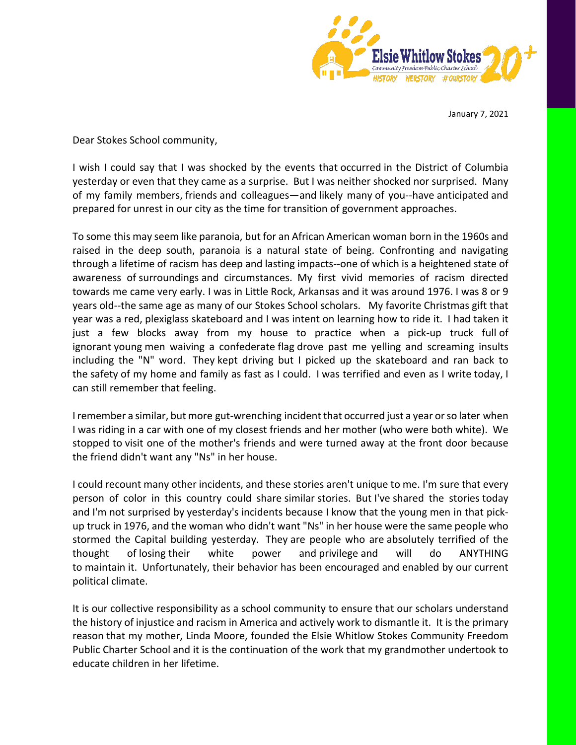January 7, 2021

Dear Stokes School community,

I wish I could say that I was shocked by the events that occurred in the District of Columbia yesterday or even that they came as a surprise. But I was neither shocked nor surprised. Many of my family members, friends and colleagues—and likely many of you--have anticipated and prepared for unrest in our city as the time for transition of government approaches.

To some this may seem like paranoia, but for an African American woman born in the 1960s and raised in the deep south, paranoia is a natural state of being. Confronting and navigating through a lifetime of racism has deep and lasting impacts--one of which is a heightened state of awareness of surroundings and circumstances. My first vivid memories of racism directed towards me came very early. I was in Little Rock, Arkansas and it was around 1976. I was 8 or 9 years old--the same age as many of our Stokes School scholars. My favorite Christmas gift that year was a red, plexiglass skateboard and I was intent on learning how to ride it. I had taken it just a few blocks away from my house to practice when a pick-up truck full of ignorant young men waiving a confederate flag drove past me yelling and screaming insults including the "N" word. They kept driving but I picked up the skateboard and ran back to the safety of my home and family as fast as I could. I was terrified and even as I write today, I can still remember that feeling.

I remember a similar, but more gut-wrenching incident that occurred just a year or so later when I was riding in a car with one of my closest friends and her mother (who were both white). We stopped to visit one of the mother's friends and were turned away at the front door because the friend didn't want any "Ns" in her house.

I could recount many other incidents, and these stories aren't unique to me. I'm sure that every person of color in this country could share similar stories. But I've shared the stories today and I'm not surprised by yesterday's incidents because I know that the young men in that pick-up truck in 1976, and the woman who didn't want "Ns" in her house were the same people who stormed the Capital building yesterday. They are people who are absolutely terrified of the thought of losing their white power and privilege and will do ANYTHING to maintain it. Unfortunately, their behavior has been encouraged and enabled by our current political climate.

It is our collective responsibility as a school community to ensure that our scholars understand the history of injustice and racism in America and actively work to dismantle it. It is the primary reason that my mother, Linda Moore, founded the Elsie Whitlow Stokes Community Freedom Public Charter School and it is the continuation of the work that my grandmother undertook to educate children in her lifetime.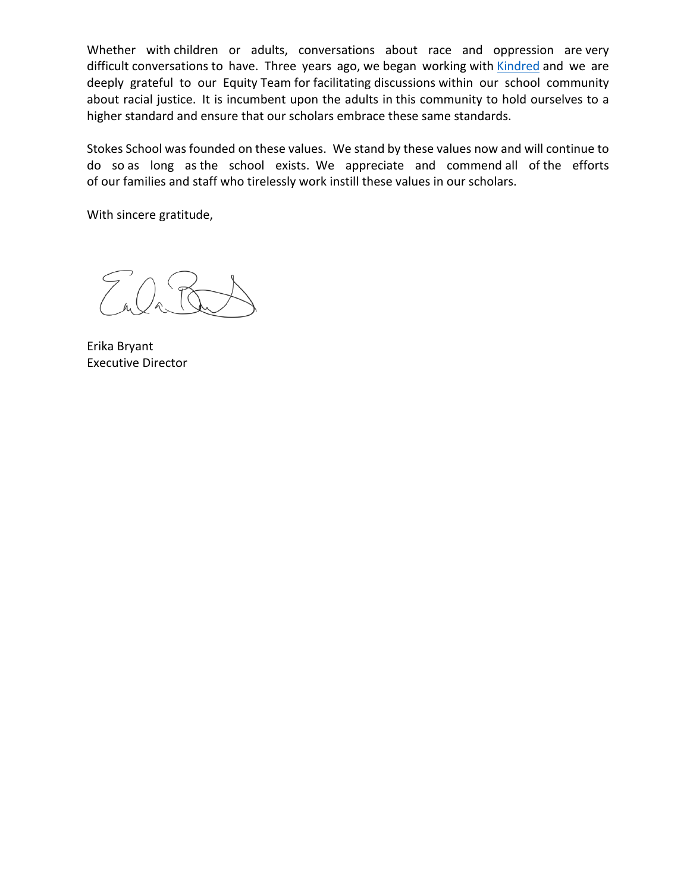Whether with children or adults, conversations about race and oppression are very difficult conversations to have. Three years ago, we began working with [Kindred] and we are deeply grateful to our Equity Team for facilitating discussions within our school community about racial justice. It is incumbent upon the adults in this community to hold ourselves to a higher standard and ensure that our scholars embrace these same standards.

Stokes School was founded on these values. We stand by these values now and will continue to do so as long as the school exists. We appreciate and commend all of the efforts of our families and staff who tirelessly work instill these values in our scholars.

With sincere gratitude,

Erika Bryant
Executive Director